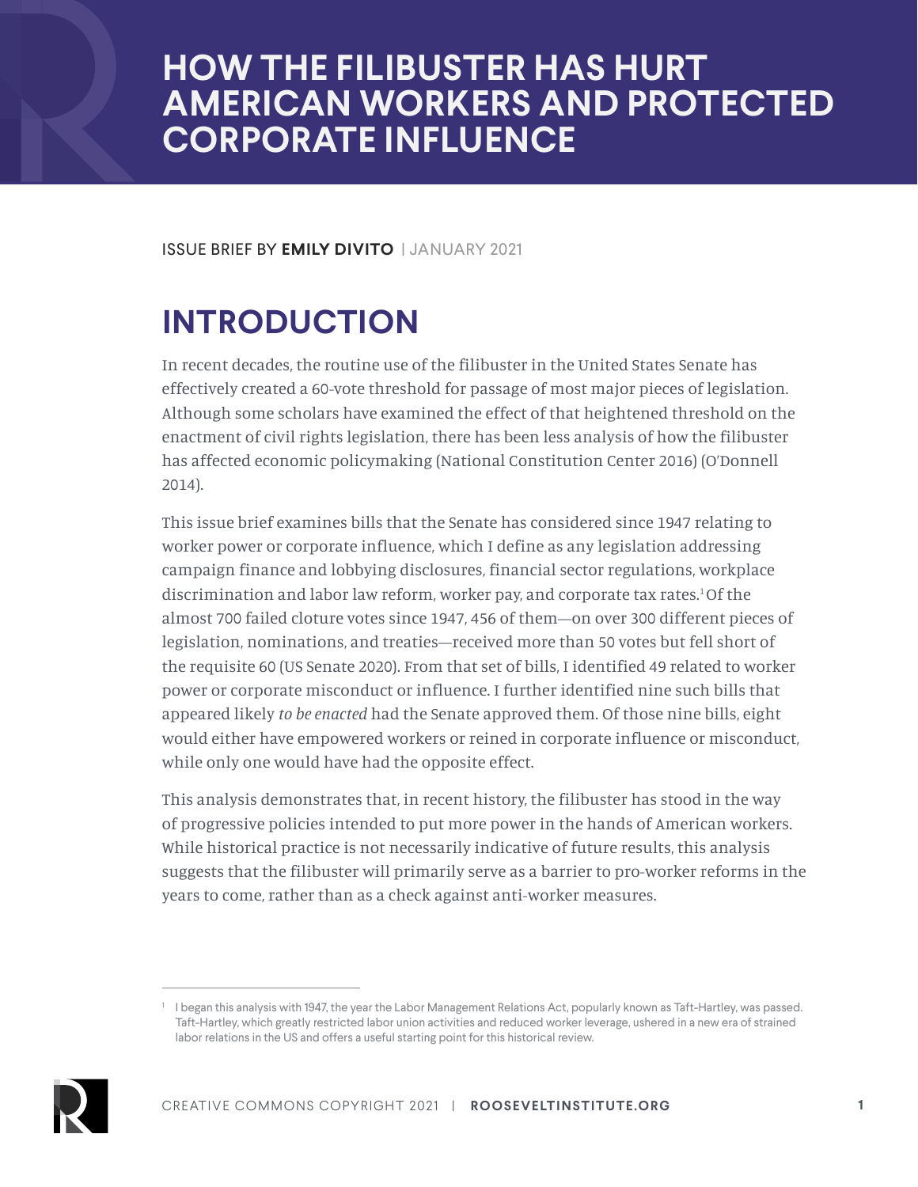# HOW THE FILIBUSTER HAS HURT AMERICAN WORKERS AND PROTECTED CORPORATE INFLUENCE

ISSUE BRIEF BY **EMILY DIVITO** | JANUARY 2021

## INTRODUCTION

In recent decades, the routine use of the filibuster in the United States Senate has effectively created a 60-vote threshold for passage of most major pieces of legislation. Although some scholars have examined the effect of that heightened threshold on the enactment of civil rights legislation, there has been less analysis of how the filibuster has affected economic policymaking (National Constitution Center 2016) (O'Donnell 2014).

This issue brief examines bills that the Senate has considered since 1947 relating to worker power or corporate influence, which I define as any legislation addressing campaign finance and lobbying disclosures, financial sector regulations, workplace discrimination and labor law reform, worker pay, and corporate tax rates.[1] Of the almost 700 failed cloture votes since 1947, 456 of them—on over 300 different pieces of legislation, nominations, and treaties—received more than 50 votes but fell short of the requisite 60 (US Senate 2020). From that set of bills, I identified 49 related to worker power or corporate misconduct or influence. I further identified nine such bills that appeared likely *to be enacted* had the Senate approved them. Of those nine bills, eight would either have empowered workers or reined in corporate influence or misconduct, while only one would have had the opposite effect.

This analysis demonstrates that, in recent history, the filibuster has stood in the way of progressive policies intended to put more power in the hands of American workers. While historical practice is not necessarily indicative of future results, this analysis suggests that the filibuster will primarily serve as a barrier to pro-worker reforms in the years to come, rather than as a check against anti-worker measures.

[1] I began this analysis with 1947, the year the Labor Management Relations Act, popularly known as Taft-Hartley, was passed. Taft-Hartley, which greatly restricted labor union activities and reduced worker leverage, ushered in a new era of strained labor relations in the US and offers a useful starting point for this historical review.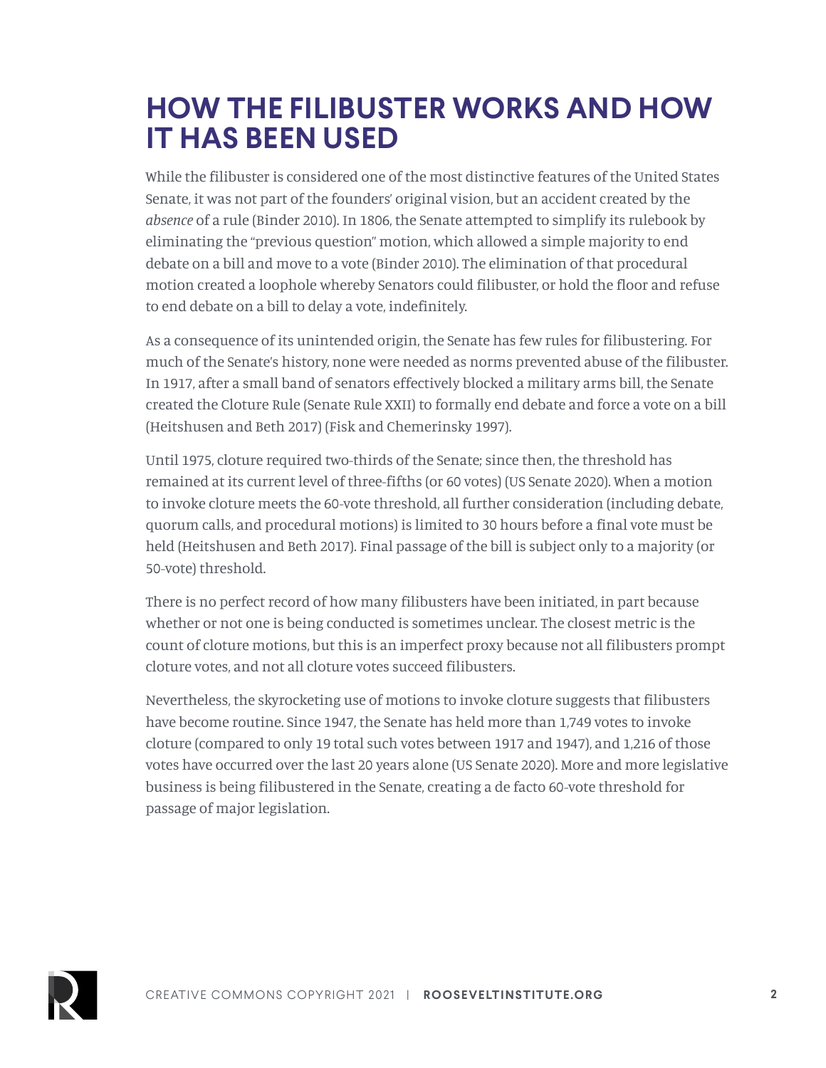# HOW THE FILIBUSTER WORKS AND HOW IT HAS BEEN USED

While the filibuster is considered one of the most distinctive features of the United States Senate, it was not part of the founders' original vision, but an accident created by the *absence* of a rule (Binder 2010). In 1806, the Senate attempted to simplify its rulebook by eliminating the "previous question" motion, which allowed a simple majority to end debate on a bill and move to a vote (Binder 2010). The elimination of that procedural motion created a loophole whereby Senators could filibuster, or hold the floor and refuse to end debate on a bill to delay a vote, indefinitely.

As a consequence of its unintended origin, the Senate has few rules for filibustering. For much of the Senate's history, none were needed as norms prevented abuse of the filibuster. In 1917, after a small band of senators effectively blocked a military arms bill, the Senate created the Cloture Rule (Senate Rule XXII) to formally end debate and force a vote on a bill (Heitshusen and Beth 2017) (Fisk and Chemerinsky 1997).

Until 1975, cloture required two-thirds of the Senate; since then, the threshold has remained at its current level of three-fifths (or 60 votes) (US Senate 2020). When a motion to invoke cloture meets the 60-vote threshold, all further consideration (including debate, quorum calls, and procedural motions) is limited to 30 hours before a final vote must be held (Heitshusen and Beth 2017). Final passage of the bill is subject only to a majority (or 50-vote) threshold.

There is no perfect record of how many filibusters have been initiated, in part because whether or not one is being conducted is sometimes unclear. The closest metric is the count of cloture motions, but this is an imperfect proxy because not all filibusters prompt cloture votes, and not all cloture votes succeed filibusters.

Nevertheless, the skyrocketing use of motions to invoke cloture suggests that filibusters have become routine. Since 1947, the Senate has held more than 1,749 votes to invoke cloture (compared to only 19 total such votes between 1917 and 1947), and 1,216 of those votes have occurred over the last 20 years alone (US Senate 2020). More and more legislative business is being filibustered in the Senate, creating a de facto 60-vote threshold for passage of major legislation.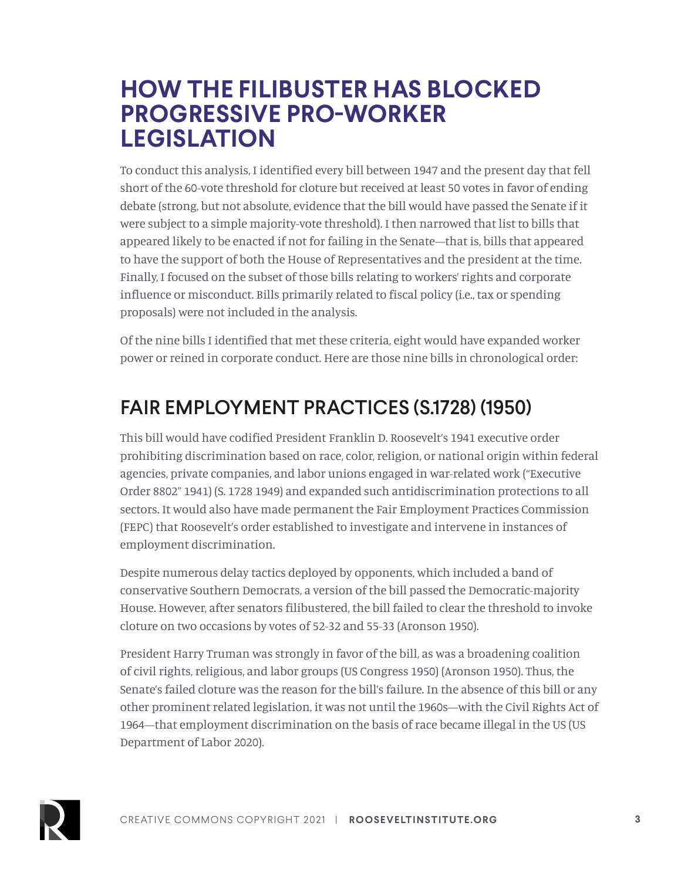# HOW THE FILIBUSTER HAS BLOCKED PROGRESSIVE PRO-WORKER LEGISLATION

To conduct this analysis, I identified every bill between 1947 and the present day that fell short of the 60-vote threshold for cloture but received at least 50 votes in favor of ending debate (strong, but not absolute, evidence that the bill would have passed the Senate if it were subject to a simple majority-vote threshold). I then narrowed that list to bills that appeared likely to be enacted if not for failing in the Senate—that is, bills that appeared to have the support of both the House of Representatives and the president at the time. Finally, I focused on the subset of those bills relating to workers' rights and corporate influence or misconduct. Bills primarily related to fiscal policy (i.e., tax or spending proposals) were not included in the analysis.

Of the nine bills I identified that met these criteria, eight would have expanded worker power or reined in corporate conduct. Here are those nine bills in chronological order:

## FAIR EMPLOYMENT PRACTICES (S.1728) (1950)

This bill would have codified President Franklin D. Roosevelt's 1941 executive order prohibiting discrimination based on race, color, religion, or national origin within federal agencies, private companies, and labor unions engaged in war-related work ("Executive Order 8802" 1941) (S. 1728 1949) and expanded such antidiscrimination protections to all sectors. It would also have made permanent the Fair Employment Practices Commission (FEPC) that Roosevelt's order established to investigate and intervene in instances of employment discrimination.

Despite numerous delay tactics deployed by opponents, which included a band of conservative Southern Democrats, a version of the bill passed the Democratic-majority House. However, after senators filibustered, the bill failed to clear the threshold to invoke cloture on two occasions by votes of 52-32 and 55-33 (Aronson 1950).

President Harry Truman was strongly in favor of the bill, as was a broadening coalition of civil rights, religious, and labor groups (US Congress 1950) (Aronson 1950). Thus, the Senate's failed cloture was the reason for the bill's failure. In the absence of this bill or any other prominent related legislation, it was not until the 1960s—with the Civil Rights Act of 1964—that employment discrimination on the basis of race became illegal in the US (US Department of Labor 2020).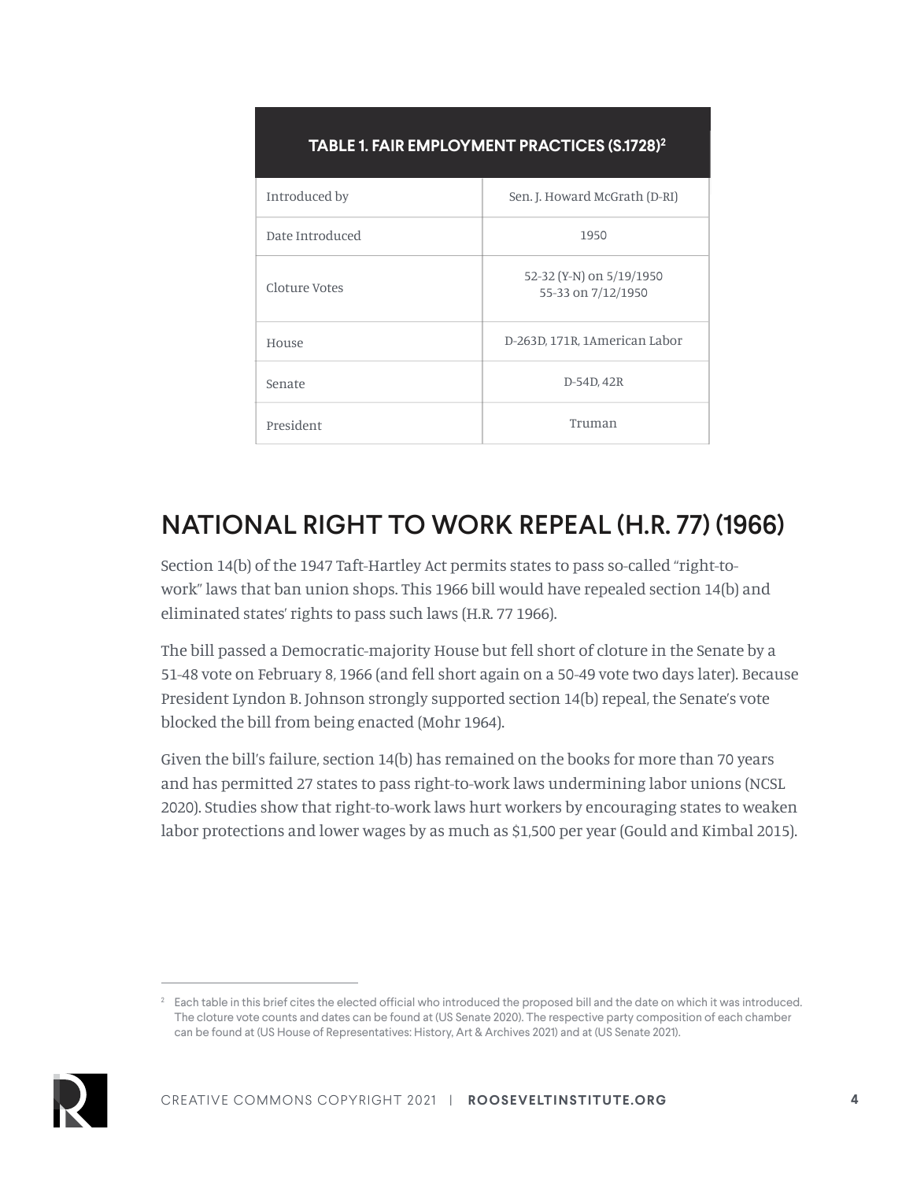| TABLE 1. FAIR EMPLOYMENT PRACTICES (S.1728)[2] | |
|---|---|
| Introduced by | Sen. J. Howard McGrath (D-RI) |
| Date Introduced | 1950 |
| Cloture Votes | 52-32 (Y-N) on 5/19/1950<br>55-33 on 7/12/1950 |
| House | D-263D, 171R, 1American Labor |
| Senate | D-54D, 42R |
| President | Truman |

## NATIONAL RIGHT TO WORK REPEAL (H.R. 77) (1966)

Section 14(b) of the 1947 Taft-Hartley Act permits states to pass so-called "right-to-work" laws that ban union shops. This 1966 bill would have repealed section 14(b) and eliminated states' rights to pass such laws (H.R. 77 1966).

The bill passed a Democratic-majority House but fell short of cloture in the Senate by a 51-48 vote on February 8, 1966 (and fell short again on a 50-49 vote two days later). Because President Lyndon B. Johnson strongly supported section 14(b) repeal, the Senate's vote blocked the bill from being enacted (Mohr 1964).

Given the bill's failure, section 14(b) has remained on the books for more than 70 years and has permitted 27 states to pass right-to-work laws undermining labor unions (NCSL 2020). Studies show that right-to-work laws hurt workers by encouraging states to weaken labor protections and lower wages by as much as $1,500 per year (Gould and Kimbal 2015).

---

[2] Each table in this brief cites the elected official who introduced the proposed bill and the date on which it was introduced. The cloture vote counts and dates can be found at (US Senate 2020). The respective party composition of each chamber can be found at (US House of Representatives: History, Art & Archives 2021) and at (US Senate 2021).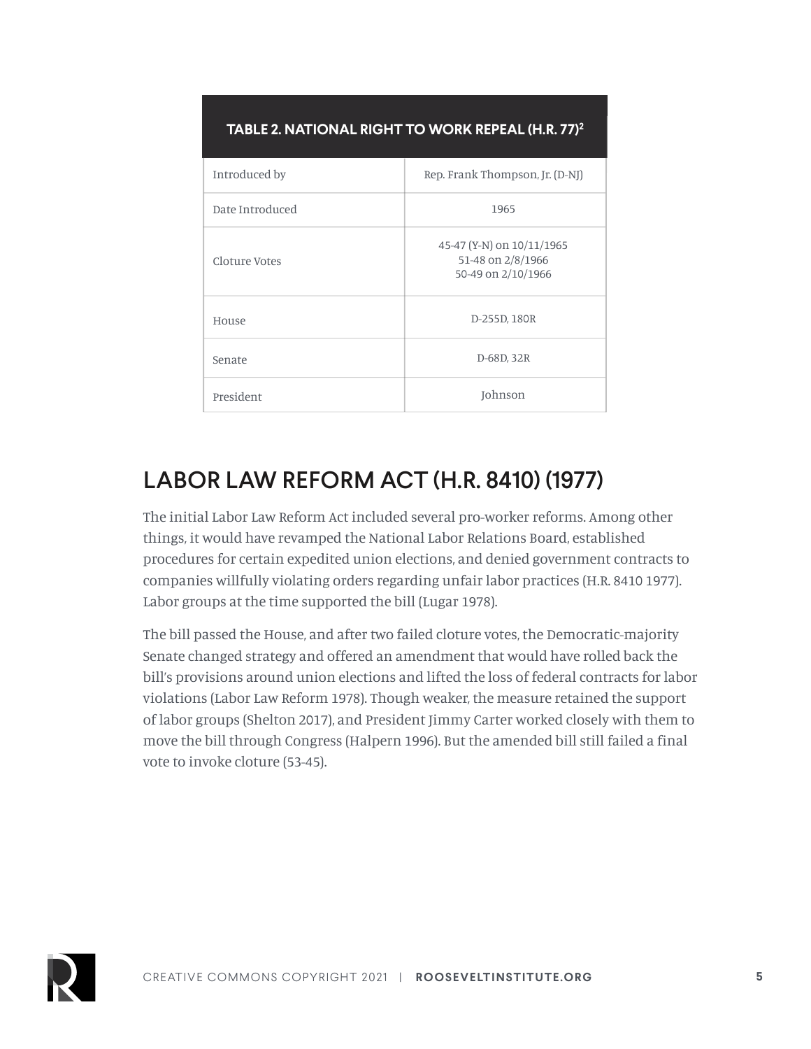| TABLE 2. NATIONAL RIGHT TO WORK REPEAL (H.R. 77)[2] | |
|---|---|
| Introduced by | Rep. Frank Thompson, Jr. (D-NJ) |
| Date Introduced | 1965 |
| Cloture Votes | 45-47 (Y-N) on 10/11/1965<br>51-48 on 2/8/1966<br>50-49 on 2/10/1966 |
| House | D-255D, 180R |
| Senate | D-68D, 32R |
| President | Johnson |

## LABOR LAW REFORM ACT (H.R. 8410) (1977)

The initial Labor Law Reform Act included several pro-worker reforms. Among other things, it would have revamped the National Labor Relations Board, established procedures for certain expedited union elections, and denied government contracts to companies willfully violating orders regarding unfair labor practices (H.R. 8410 1977). Labor groups at the time supported the bill (Lugar 1978).

The bill passed the House, and after two failed cloture votes, the Democratic-majority Senate changed strategy and offered an amendment that would have rolled back the bill's provisions around union elections and lifted the loss of federal contracts for labor violations (Labor Law Reform 1978). Though weaker, the measure retained the support of labor groups (Shelton 2017), and President Jimmy Carter worked closely with them to move the bill through Congress (Halpern 1996). But the amended bill still failed a final vote to invoke cloture (53-45).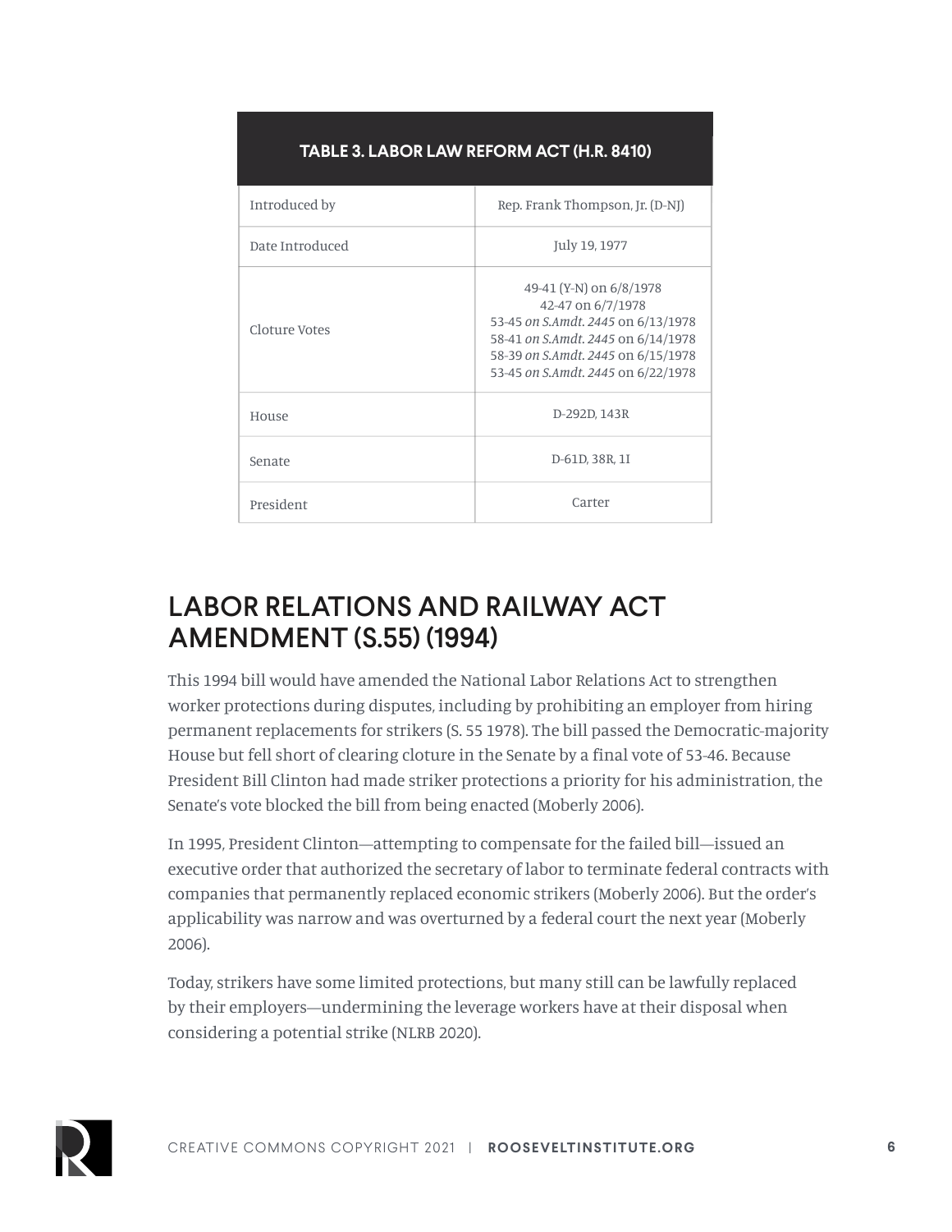| TABLE 3. LABOR LAW REFORM ACT (H.R. 8410) | |
|---|---|
| Introduced by | Rep. Frank Thompson, Jr. (D-NJ) |
| Date Introduced | July 19, 1977 |
| Cloture Votes | 49-41 (Y-N) on 6/8/1978<br>42-47 on 6/7/1978<br>53-45 *on S.Amdt. 2445* on 6/13/1978<br>58-41 *on S.Amdt. 2445* on 6/14/1978<br>58-39 *on S.Amdt. 2445* on 6/15/1978<br>53-45 *on S.Amdt. 2445* on 6/22/1978 |
| House | D-292D, 143R |
| Senate | D-61D, 38R, 1I |
| President | Carter |

## LABOR RELATIONS AND RAILWAY ACT AMENDMENT (S.55) (1994)

This 1994 bill would have amended the National Labor Relations Act to strengthen worker protections during disputes, including by prohibiting an employer from hiring permanent replacements for strikers (S. 55 1978). The bill passed the Democratic-majority House but fell short of clearing cloture in the Senate by a final vote of 53-46. Because President Bill Clinton had made striker protections a priority for his administration, the Senate's vote blocked the bill from being enacted (Moberly 2006).

In 1995, President Clinton—attempting to compensate for the failed bill—issued an executive order that authorized the secretary of labor to terminate federal contracts with companies that permanently replaced economic strikers (Moberly 2006). But the order's applicability was narrow and was overturned by a federal court the next year (Moberly 2006).

Today, strikers have some limited protections, but many still can be lawfully replaced by their employers—undermining the leverage workers have at their disposal when considering a potential strike (NLRB 2020).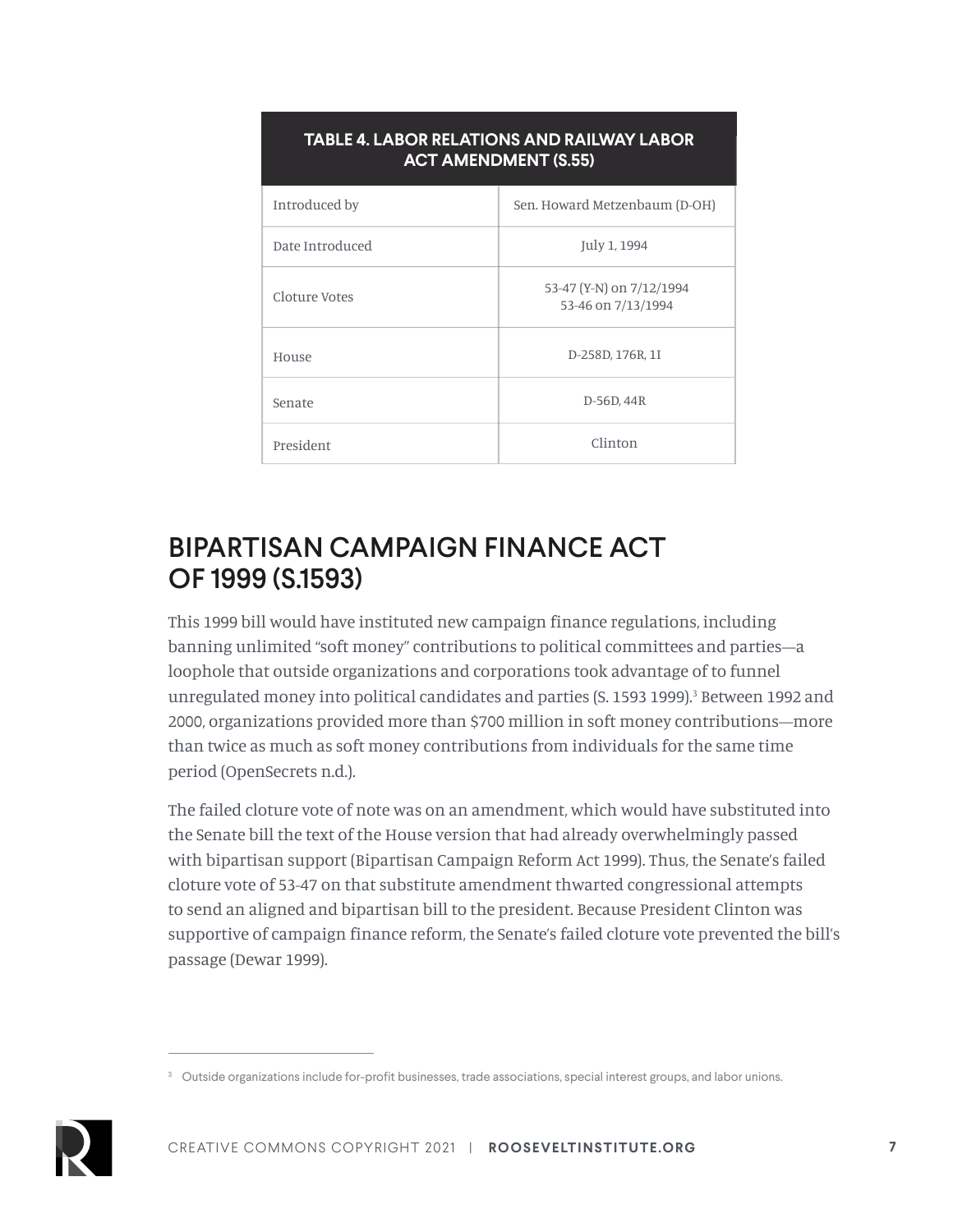| TABLE 4. LABOR RELATIONS AND RAILWAY LABOR ACT AMENDMENT (S.55) | |
|---|---|
| Introduced by | Sen. Howard Metzenbaum (D-OH) |
| Date Introduced | July 1, 1994 |
| Cloture Votes | 53-47 (Y-N) on 7/12/1994<br>53-46 on 7/13/1994 |
| House | D-258D, 176R, 1I |
| Senate | D-56D, 44R |
| President | Clinton |

## BIPARTISAN CAMPAIGN FINANCE ACT OF 1999 (S.1593)

This 1999 bill would have instituted new campaign finance regulations, including banning unlimited "soft money" contributions to political committees and parties—a loophole that outside organizations and corporations took advantage of to funnel unregulated money into political candidates and parties (S. 1593 1999).[3] Between 1992 and 2000, organizations provided more than $700 million in soft money contributions—more than twice as much as soft money contributions from individuals for the same time period (OpenSecrets n.d.).

The failed cloture vote of note was on an amendment, which would have substituted into the Senate bill the text of the House version that had already overwhelmingly passed with bipartisan support (Bipartisan Campaign Reform Act 1999). Thus, the Senate's failed cloture vote of 53-47 on that substitute amendment thwarted congressional attempts to send an aligned and bipartisan bill to the president. Because President Clinton was supportive of campaign finance reform, the Senate's failed cloture vote prevented the bill's passage (Dewar 1999).

---

[3] Outside organizations include for-profit businesses, trade associations, special interest groups, and labor unions.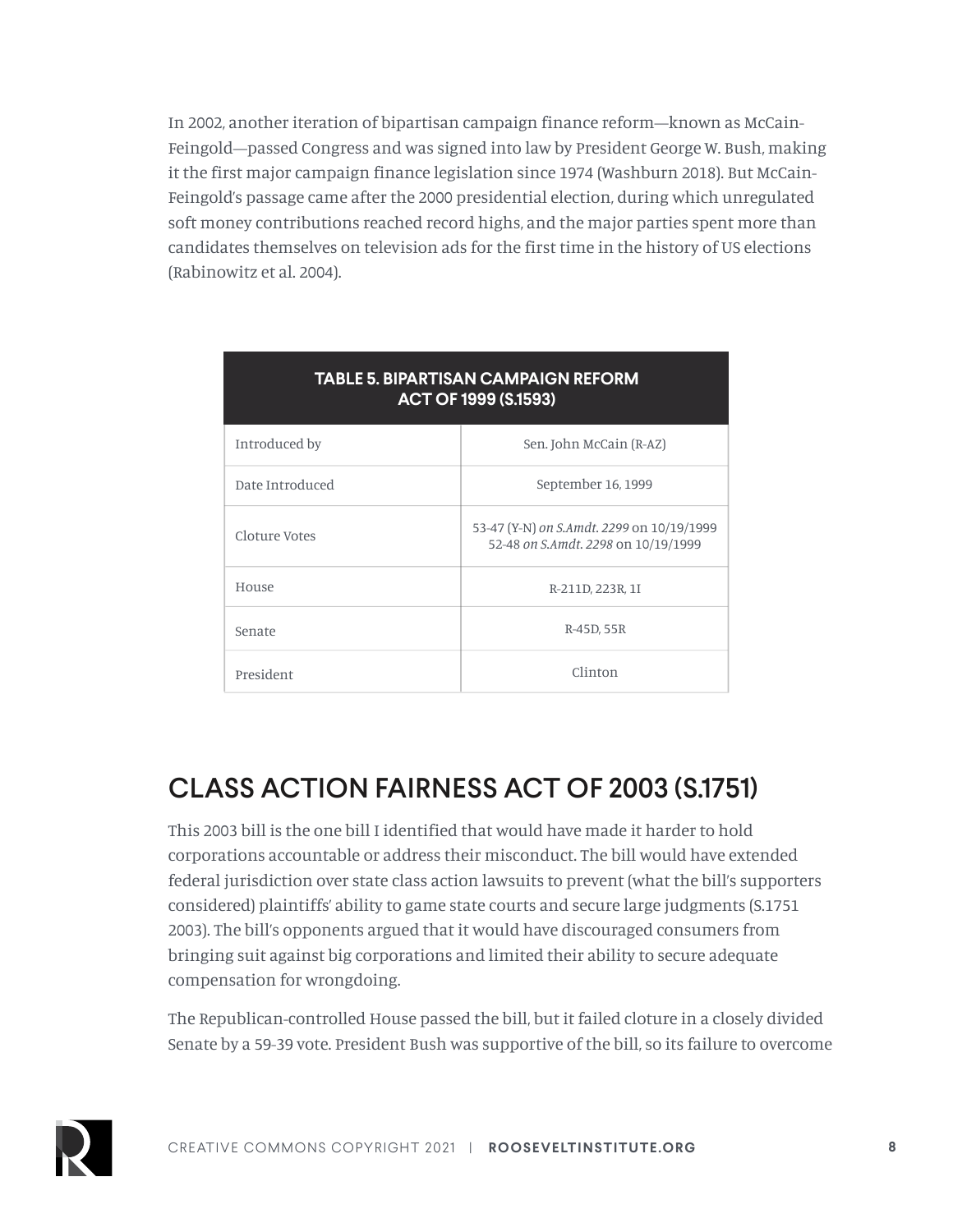In 2002, another iteration of bipartisan campaign finance reform—known as McCain-Feingold—passed Congress and was signed into law by President George W. Bush, making it the first major campaign finance legislation since 1974 (Washburn 2018). But McCain-Feingold's passage came after the 2000 presidential election, during which unregulated soft money contributions reached record highs, and the major parties spent more than candidates themselves on television ads for the first time in the history of US elections (Rabinowitz et al. 2004).

| TABLE 5. BIPARTISAN CAMPAIGN REFORM ACT OF 1999 (S.1593) | |
|---|---|
| Introduced by | Sen. John McCain (R-AZ) |
| Date Introduced | September 16, 1999 |
| Cloture Votes | 53-47 (Y-N) *on S.Amdt. 2299* on 10/19/1999<br>52-48 *on S.Amdt. 2298* on 10/19/1999 |
| House | R-211D, 223R, 1I |
| Senate | R-45D, 55R |
| President | Clinton |

## CLASS ACTION FAIRNESS ACT OF 2003 (S.1751)

This 2003 bill is the one bill I identified that would have made it harder to hold corporations accountable or address their misconduct. The bill would have extended federal jurisdiction over state class action lawsuits to prevent (what the bill's supporters considered) plaintiffs' ability to game state courts and secure large judgments (S.1751 2003). The bill's opponents argued that it would have discouraged consumers from bringing suit against big corporations and limited their ability to secure adequate compensation for wrongdoing.

The Republican-controlled House passed the bill, but it failed cloture in a closely divided Senate by a 59-39 vote. President Bush was supportive of the bill, so its failure to overcome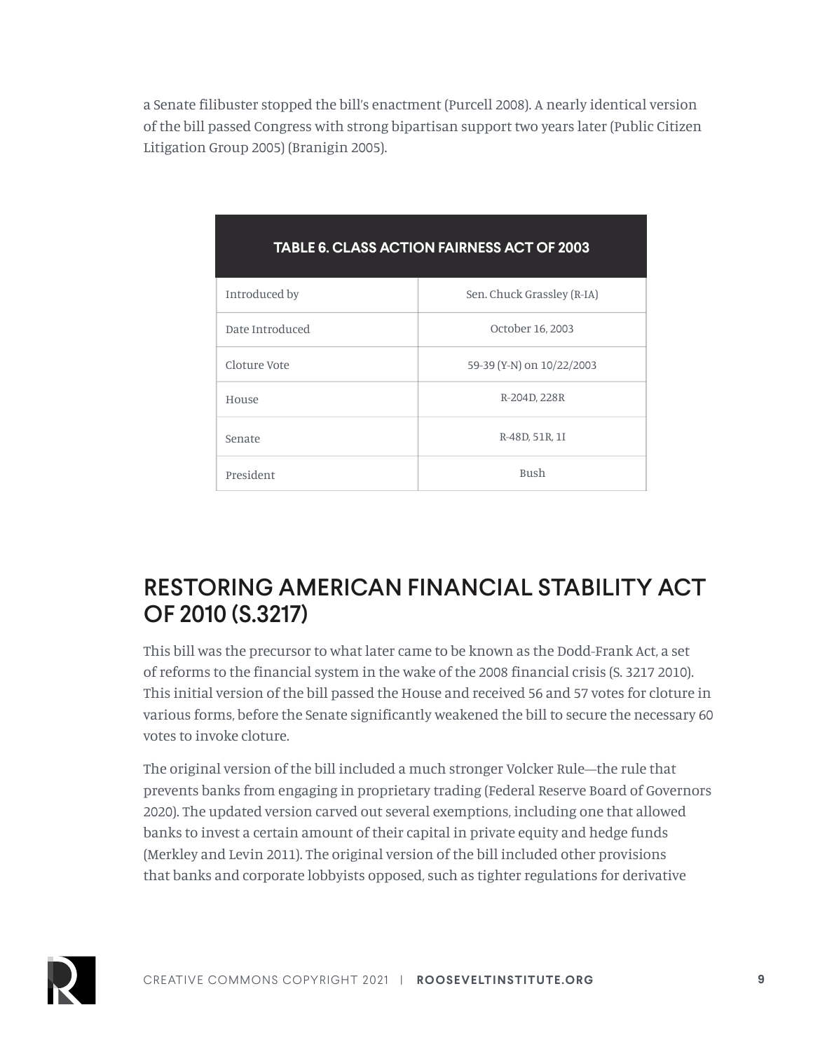a Senate filibuster stopped the bill's enactment (Purcell 2008). A nearly identical version of the bill passed Congress with strong bipartisan support two years later (Public Citizen Litigation Group 2005) (Branigin 2005).

| TABLE 6. CLASS ACTION FAIRNESS ACT OF 2003 | |
|---|---|
| Introduced by | Sen. Chuck Grassley (R-IA) |
| Date Introduced | October 16, 2003 |
| Cloture Vote | 59-39 (Y-N) on 10/22/2003 |
| House | R-204D, 228R |
| Senate | R-48D, 51R, 1I |
| President | Bush |

## RESTORING AMERICAN FINANCIAL STABILITY ACT OF 2010 (S.3217)

This bill was the precursor to what later came to be known as the Dodd-Frank Act, a set of reforms to the financial system in the wake of the 2008 financial crisis (S. 3217 2010). This initial version of the bill passed the House and received 56 and 57 votes for cloture in various forms, before the Senate significantly weakened the bill to secure the necessary 60 votes to invoke cloture.

The original version of the bill included a much stronger Volcker Rule—the rule that prevents banks from engaging in proprietary trading (Federal Reserve Board of Governors 2020). The updated version carved out several exemptions, including one that allowed banks to invest a certain amount of their capital in private equity and hedge funds (Merkley and Levin 2011). The original version of the bill included other provisions that banks and corporate lobbyists opposed, such as tighter regulations for derivative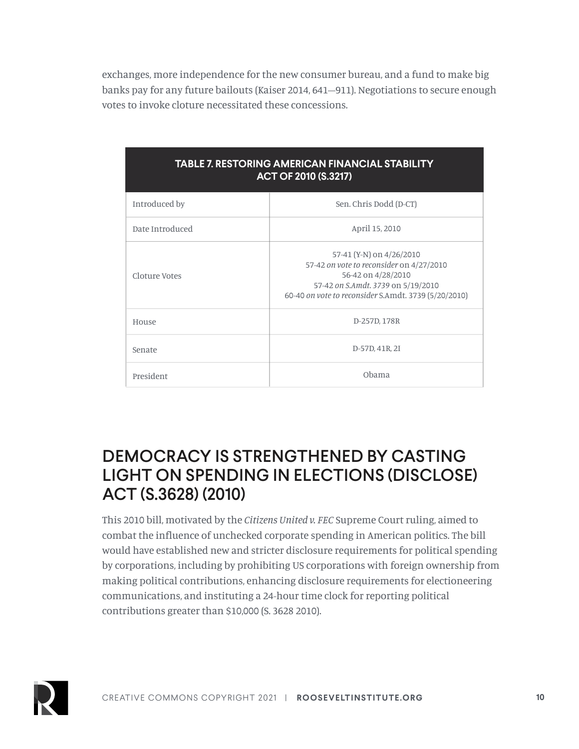exchanges, more independence for the new consumer bureau, and a fund to make big banks pay for any future bailouts (Kaiser 2014, 641—911). Negotiations to secure enough votes to invoke cloture necessitated these concessions.

| TABLE 7. RESTORING AMERICAN FINANCIAL STABILITY ACT OF 2010 (S.3217) | |
|---|---|
| Introduced by | Sen. Chris Dodd (D-CT) |
| Date Introduced | April 15, 2010 |
| Cloture Votes | 57-41 (Y-N) on 4/26/2010<br>57-42 *on vote to reconsider* on 4/27/2010<br>56-42 on 4/28/2010<br>57-42 *on S.Amdt. 3739* on 5/19/2010<br>60-40 *on vote to reconsider* S.Amdt. 3739 (5/20/2010) |
| House | D-257D, 178R |
| Senate | D-57D, 41R, 2I |
| President | Obama |

## DEMOCRACY IS STRENGTHENED BY CASTING LIGHT ON SPENDING IN ELECTIONS (DISCLOSE) ACT (S.3628) (2010)

This 2010 bill, motivated by the *Citizens United v. FEC* Supreme Court ruling, aimed to combat the influence of unchecked corporate spending in American politics. The bill would have established new and stricter disclosure requirements for political spending by corporations, including by prohibiting US corporations with foreign ownership from making political contributions, enhancing disclosure requirements for electioneering communications, and instituting a 24-hour time clock for reporting political contributions greater than $10,000 (S. 3628 2010).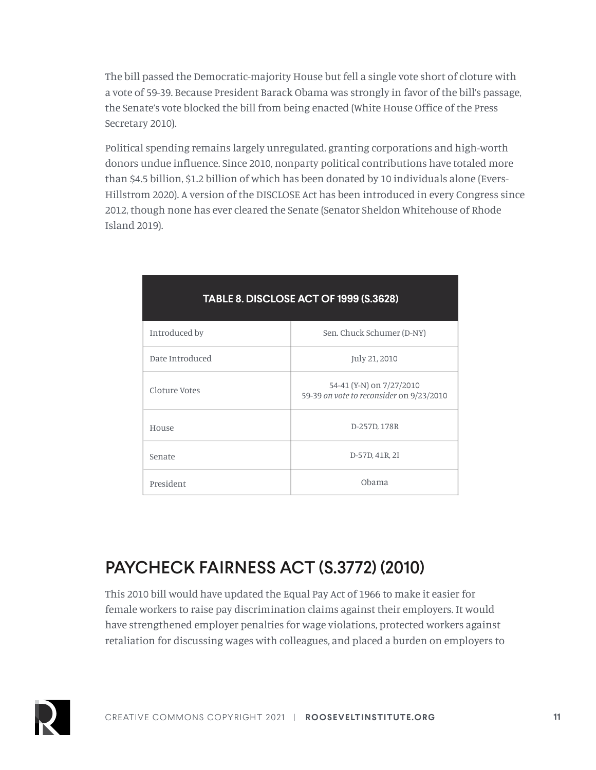The bill passed the Democratic-majority House but fell a single vote short of cloture with a vote of 59-39. Because President Barack Obama was strongly in favor of the bill's passage, the Senate's vote blocked the bill from being enacted (White House Office of the Press Secretary 2010).

Political spending remains largely unregulated, granting corporations and high-worth donors undue influence. Since 2010, nonparty political contributions have totaled more than $4.5 billion, $1.2 billion of which has been donated by 10 individuals alone (Evers-Hillstrom 2020). A version of the DISCLOSE Act has been introduced in every Congress since 2012, though none has ever cleared the Senate (Senator Sheldon Whitehouse of Rhode Island 2019).

| TABLE 8. DISCLOSE ACT OF 1999 (S.3628) | |
|---|---|
| Introduced by | Sen. Chuck Schumer (D-NY) |
| Date Introduced | July 21, 2010 |
| Cloture Votes | 54-41 (Y-N) on 7/27/2010<br>59-39 *on vote to reconsider* on 9/23/2010 |
| House | D-257D, 178R |
| Senate | D-57D, 41R, 2I |
| President | Obama |

## PAYCHECK FAIRNESS ACT (S.3772) (2010)

This 2010 bill would have updated the Equal Pay Act of 1966 to make it easier for female workers to raise pay discrimination claims against their employers. It would have strengthened employer penalties for wage violations, protected workers against retaliation for discussing wages with colleagues, and placed a burden on employers to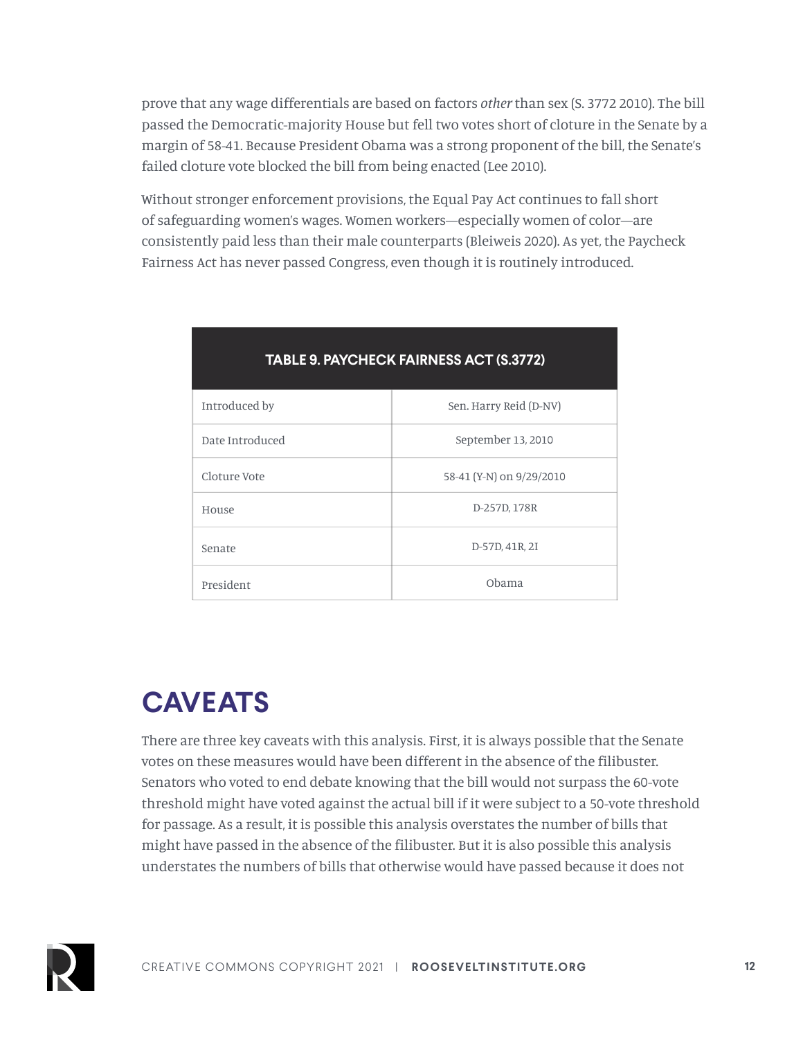prove that any wage differentials are based on factors *other* than sex (S. 3772 2010). The bill passed the Democratic-majority House but fell two votes short of cloture in the Senate by a margin of 58-41. Because President Obama was a strong proponent of the bill, the Senate's failed cloture vote blocked the bill from being enacted (Lee 2010).

Without stronger enforcement provisions, the Equal Pay Act continues to fall short of safeguarding women's wages. Women workers—especially women of color—are consistently paid less than their male counterparts (Bleiweis 2020). As yet, the Paycheck Fairness Act has never passed Congress, even though it is routinely introduced.

| TABLE 9. PAYCHECK FAIRNESS ACT (S.3772) | |
|---|---|
| Introduced by | Sen. Harry Reid (D-NV) |
| Date Introduced | September 13, 2010 |
| Cloture Vote | 58-41 (Y-N) on 9/29/2010 |
| House | D-257D, 178R |
| Senate | D-57D, 41R, 2I |
| President | Obama |

## CAVEATS

There are three key caveats with this analysis. First, it is always possible that the Senate votes on these measures would have been different in the absence of the filibuster. Senators who voted to end debate knowing that the bill would not surpass the 60-vote threshold might have voted against the actual bill if it were subject to a 50-vote threshold for passage. As a result, it is possible this analysis overstates the number of bills that might have passed in the absence of the filibuster. But it is also possible this analysis understates the numbers of bills that otherwise would have passed because it does not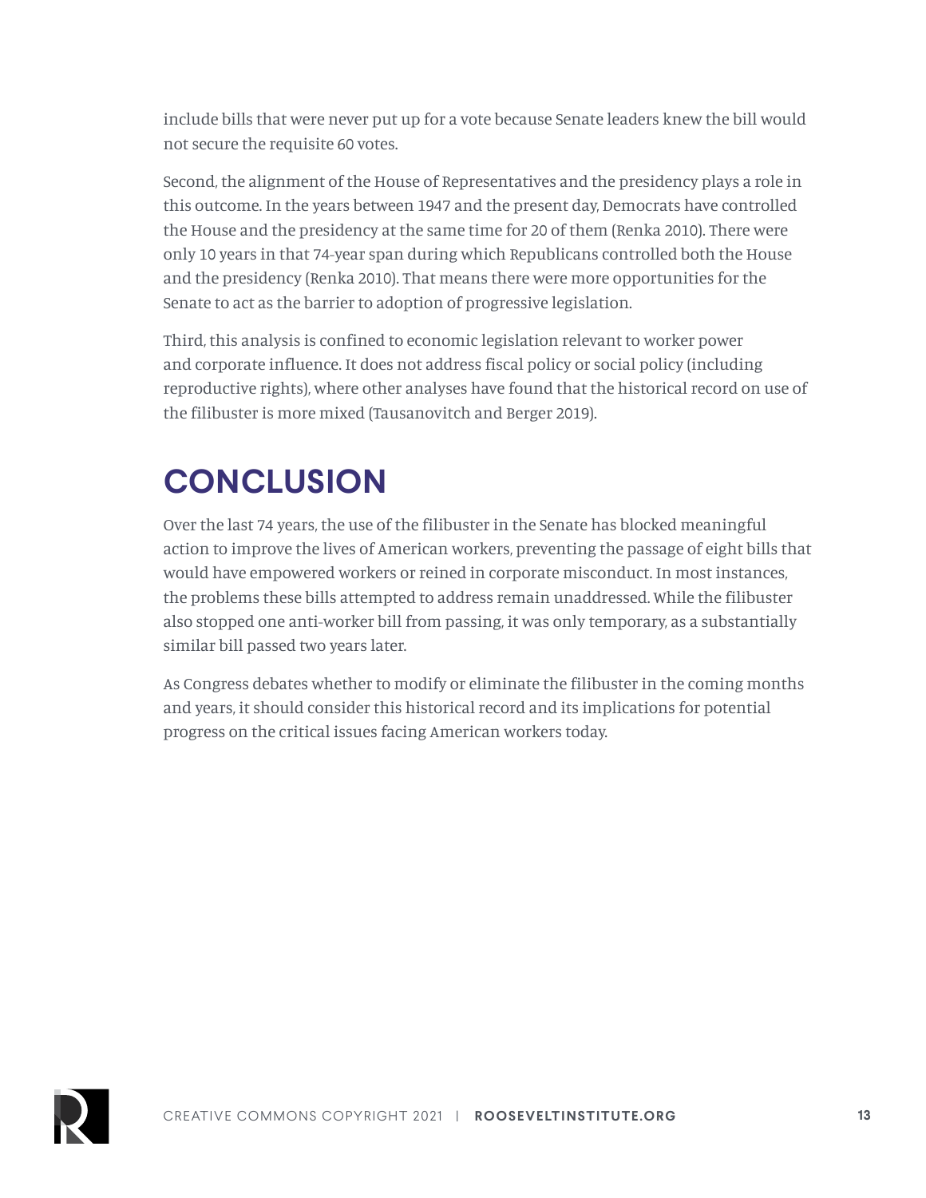include bills that were never put up for a vote because Senate leaders knew the bill would not secure the requisite 60 votes.

Second, the alignment of the House of Representatives and the presidency plays a role in this outcome. In the years between 1947 and the present day, Democrats have controlled the House and the presidency at the same time for 20 of them (Renka 2010). There were only 10 years in that 74-year span during which Republicans controlled both the House and the presidency (Renka 2010). That means there were more opportunities for the Senate to act as the barrier to adoption of progressive legislation.

Third, this analysis is confined to economic legislation relevant to worker power and corporate influence. It does not address fiscal policy or social policy (including reproductive rights), where other analyses have found that the historical record on use of the filibuster is more mixed (Tausanovitch and Berger 2019).

## CONCLUSION

Over the last 74 years, the use of the filibuster in the Senate has blocked meaningful action to improve the lives of American workers, preventing the passage of eight bills that would have empowered workers or reined in corporate misconduct. In most instances, the problems these bills attempted to address remain unaddressed. While the filibuster also stopped one anti-worker bill from passing, it was only temporary, as a substantially similar bill passed two years later.

As Congress debates whether to modify or eliminate the filibuster in the coming months and years, it should consider this historical record and its implications for potential progress on the critical issues facing American workers today.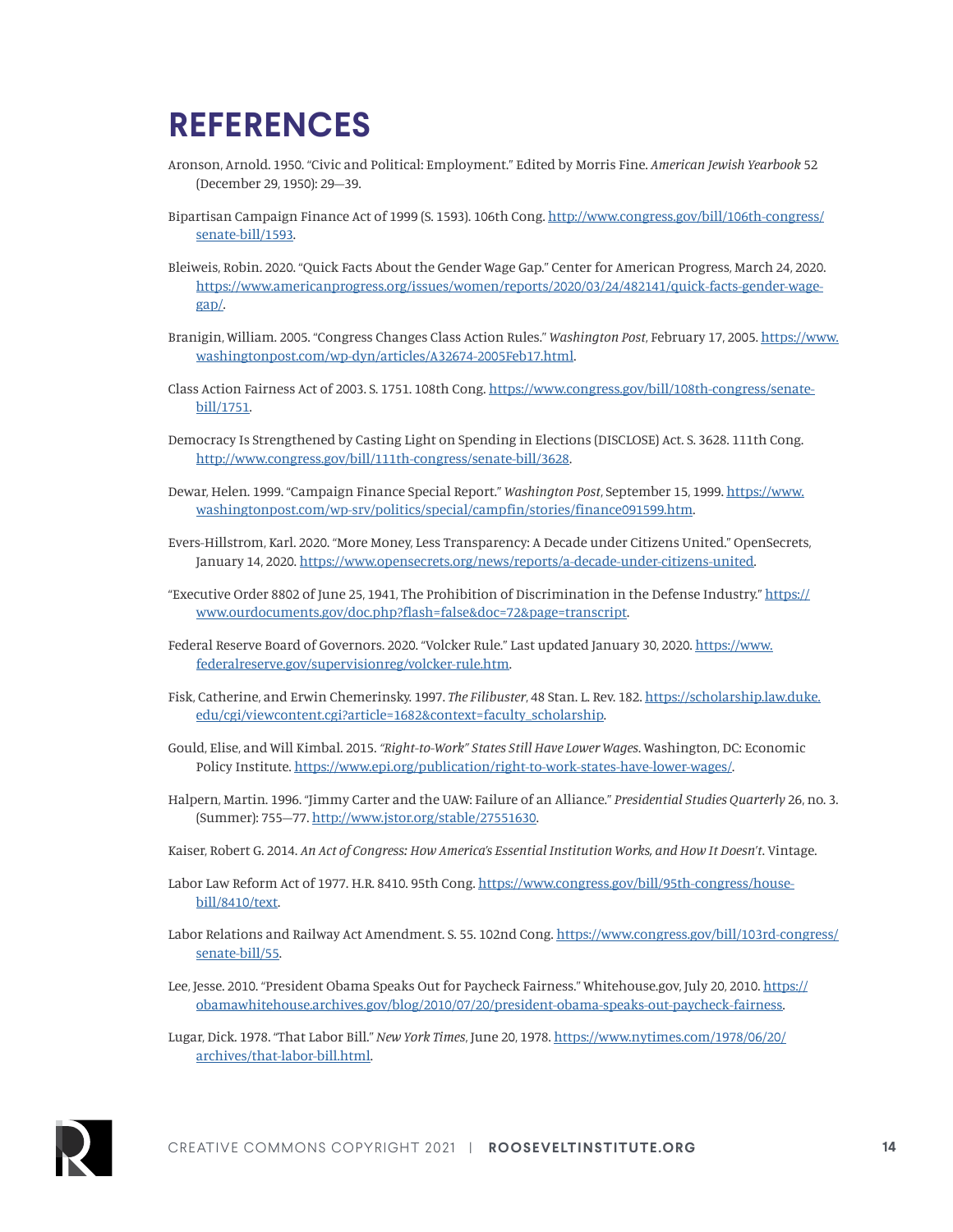# REFERENCES

Aronson, Arnold. 1950. "Civic and Political: Employment." Edited by Morris Fine. *American Jewish Yearbook* 52 (December 29, 1950): 29—39.

Bipartisan Campaign Finance Act of 1999 (S. 1593). 106th Cong. http://www.congress.gov/bill/106th-congress/senate-bill/1593.

Bleiweis, Robin. 2020. "Quick Facts About the Gender Wage Gap." Center for American Progress, March 24, 2020. https://www.americanprogress.org/issues/women/reports/2020/03/24/482141/quick-facts-gender-wage-gap/.

Branigin, William. 2005. "Congress Changes Class Action Rules." *Washington Post*, February 17, 2005. https://www.washingtonpost.com/wp-dyn/articles/A32674-2005Feb17.html.

Class Action Fairness Act of 2003. S. 1751. 108th Cong. https://www.congress.gov/bill/108th-congress/senate-bill/1751.

Democracy Is Strengthened by Casting Light on Spending in Elections (DISCLOSE) Act. S. 3628. 111th Cong. http://www.congress.gov/bill/111th-congress/senate-bill/3628.

Dewar, Helen. 1999. "Campaign Finance Special Report." *Washington Post*, September 15, 1999. https://www.washingtonpost.com/wp-srv/politics/special/campfin/stories/finance091599.htm.

Evers-Hillstrom, Karl. 2020. "More Money, Less Transparency: A Decade under Citizens United." OpenSecrets, January 14, 2020. https://www.opensecrets.org/news/reports/a-decade-under-citizens-united.

"Executive Order 8802 of June 25, 1941, The Prohibition of Discrimination in the Defense Industry." https://www.ourdocuments.gov/doc.php?flash=false&doc=72&page=transcript.

Federal Reserve Board of Governors. 2020. "Volcker Rule." Last updated January 30, 2020. https://www.federalreserve.gov/supervisionreg/volcker-rule.htm.

Fisk, Catherine, and Erwin Chemerinsky. 1997. *The Filibuster*, 48 Stan. L. Rev. 182. https://scholarship.law.duke.edu/cgi/viewcontent.cgi?article=1682&context=faculty_scholarship.

Gould, Elise, and Will Kimbal. 2015. *"Right-to-Work" States Still Have Lower Wages*. Washington, DC: Economic Policy Institute. https://www.epi.org/publication/right-to-work-states-have-lower-wages/.

Halpern, Martin. 1996. "Jimmy Carter and the UAW: Failure of an Alliance." *Presidential Studies Quarterly* 26, no. 3. (Summer): 755—77. http://www.jstor.org/stable/27551630.

Kaiser, Robert G. 2014. *An Act of Congress: How America's Essential Institution Works, and How It Doesn't*. Vintage.

Labor Law Reform Act of 1977. H.R. 8410. 95th Cong. https://www.congress.gov/bill/95th-congress/house-bill/8410/text.

Labor Relations and Railway Act Amendment. S. 55. 102nd Cong. https://www.congress.gov/bill/103rd-congress/senate-bill/55.

Lee, Jesse. 2010. "President Obama Speaks Out for Paycheck Fairness." Whitehouse.gov, July 20, 2010. https://obamawhitehouse.archives.gov/blog/2010/07/20/president-obama-speaks-out-paycheck-fairness.

Lugar, Dick. 1978. "That Labor Bill." *New York Times*, June 20, 1978. https://www.nytimes.com/1978/06/20/archives/that-labor-bill.html.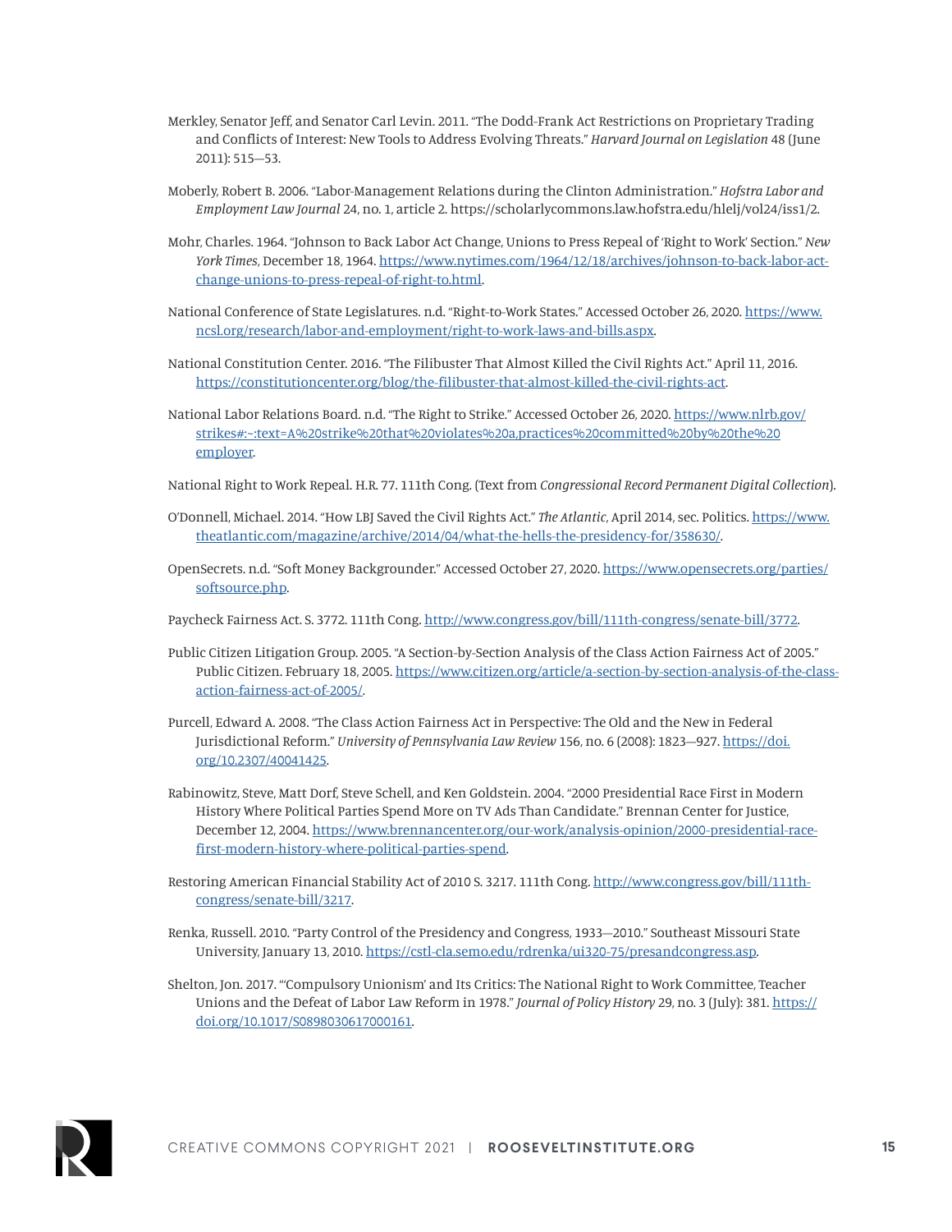Merkley, Senator Jeff, and Senator Carl Levin. 2011. "The Dodd-Frank Act Restrictions on Proprietary Trading and Conflicts of Interest: New Tools to Address Evolving Threats." *Harvard Journal on Legislation* 48 (June 2011): 515—53.

Moberly, Robert B. 2006. "Labor-Management Relations during the Clinton Administration." *Hofstra Labor and Employment Law Journal* 24, no. 1, article 2. https://scholarlycommons.law.hofstra.edu/hlelj/vol24/iss1/2.

Mohr, Charles. 1964. "Johnson to Back Labor Act Change, Unions to Press Repeal of 'Right to Work' Section." *New York Times*, December 18, 1964. https://www.nytimes.com/1964/12/18/archives/johnson-to-back-labor-act-change-unions-to-press-repeal-of-right-to.html.

National Conference of State Legislatures. n.d. "Right-to-Work States." Accessed October 26, 2020. https://www.ncsl.org/research/labor-and-employment/right-to-work-laws-and-bills.aspx.

National Constitution Center. 2016. "The Filibuster That Almost Killed the Civil Rights Act." April 11, 2016. https://constitutioncenter.org/blog/the-filibuster-that-almost-killed-the-civil-rights-act.

National Labor Relations Board. n.d. "The Right to Strike." Accessed October 26, 2020. https://www.nlrb.gov/strikes#:~:text=A%20strike%20that%20violates%20a,practices%20committed%20by%20the%20employer.

National Right to Work Repeal. H.R. 77. 111th Cong. (Text from *Congressional Record Permanent Digital Collection*).

O'Donnell, Michael. 2014. "How LBJ Saved the Civil Rights Act." *The Atlantic*, April 2014, sec. Politics. https://www.theatlantic.com/magazine/archive/2014/04/what-the-hells-the-presidency-for/358630/.

OpenSecrets. n.d. "Soft Money Backgrounder." Accessed October 27, 2020. https://www.opensecrets.org/parties/softsource.php.

Paycheck Fairness Act. S. 3772. 111th Cong. http://www.congress.gov/bill/111th-congress/senate-bill/3772.

Public Citizen Litigation Group. 2005. "A Section-by-Section Analysis of the Class Action Fairness Act of 2005." Public Citizen. February 18, 2005. https://www.citizen.org/article/a-section-by-section-analysis-of-the-class-action-fairness-act-of-2005/.

Purcell, Edward A. 2008. "The Class Action Fairness Act in Perspective: The Old and the New in Federal Jurisdictional Reform." *University of Pennsylvania Law Review* 156, no. 6 (2008): 1823—927. https://doi.org/10.2307/40041425.

Rabinowitz, Steve, Matt Dorf, Steve Schell, and Ken Goldstein. 2004. "2000 Presidential Race First in Modern History Where Political Parties Spend More on TV Ads Than Candidate." Brennan Center for Justice, December 12, 2004. https://www.brennancenter.org/our-work/analysis-opinion/2000-presidential-race-first-modern-history-where-political-parties-spend.

Restoring American Financial Stability Act of 2010 S. 3217. 111th Cong. http://www.congress.gov/bill/111th-congress/senate-bill/3217.

Renka, Russell. 2010. "Party Control of the Presidency and Congress, 1933—2010." Southeast Missouri State University, January 13, 2010. https://cstl-cla.semo.edu/rdrenka/ui320-75/presandcongress.asp.

Shelton, Jon. 2017. "'Compulsory Unionism' and Its Critics: The National Right to Work Committee, Teacher Unions and the Defeat of Labor Law Reform in 1978." *Journal of Policy History* 29, no. 3 (July): 381. https://doi.org/10.1017/S0898030617000161.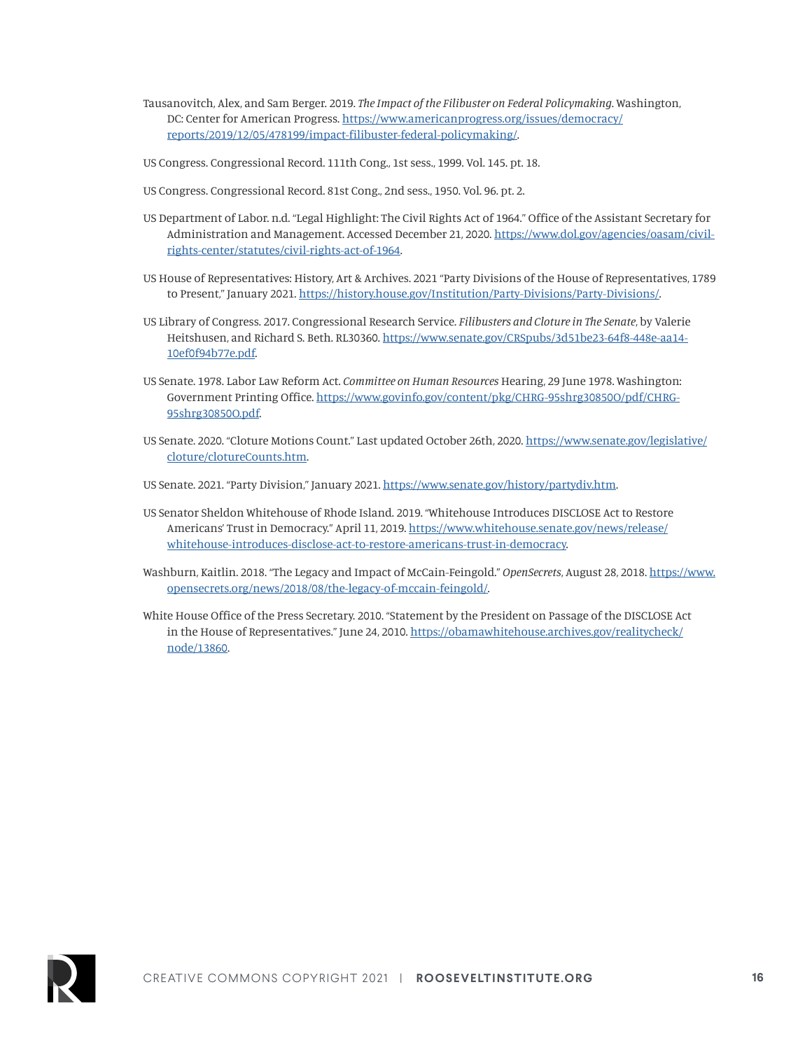Tausanovitch, Alex, and Sam Berger. 2019. *The Impact of the Filibuster on Federal Policymaking*. Washington, DC: Center for American Progress. https://www.americanprogress.org/issues/democracy/reports/2019/12/05/478199/impact-filibuster-federal-policymaking/.

US Congress. Congressional Record. 111th Cong., 1st sess., 1999. Vol. 145. pt. 18.

US Congress. Congressional Record. 81st Cong., 2nd sess., 1950. Vol. 96. pt. 2.

US Department of Labor. n.d. "Legal Highlight: The Civil Rights Act of 1964." Office of the Assistant Secretary for Administration and Management. Accessed December 21, 2020. https://www.dol.gov/agencies/oasam/civil-rights-center/statutes/civil-rights-act-of-1964.

US House of Representatives: History, Art & Archives. 2021 "Party Divisions of the House of Representatives, 1789 to Present," January 2021. https://history.house.gov/Institution/Party-Divisions/Party-Divisions/.

US Library of Congress. 2017. Congressional Research Service. *Filibusters and Cloture in The Senate*, by Valerie Heitshusen, and Richard S. Beth. RL30360. https://www.senate.gov/CRSpubs/3d51be23-64f8-448e-aa14-10ef0f94b77e.pdf.

US Senate. 1978. Labor Law Reform Act. *Committee on Human Resources* Hearing, 29 June 1978. Washington: Government Printing Office. https://www.govinfo.gov/content/pkg/CHRG-95shrg30850O/pdf/CHRG-95shrg30850O.pdf.

US Senate. 2020. "Cloture Motions Count." Last updated October 26th, 2020. https://www.senate.gov/legislative/cloture/clotureCounts.htm.

US Senate. 2021. "Party Division," January 2021. https://www.senate.gov/history/partydiv.htm.

US Senator Sheldon Whitehouse of Rhode Island. 2019. "Whitehouse Introduces DISCLOSE Act to Restore Americans' Trust in Democracy." April 11, 2019. https://www.whitehouse.senate.gov/news/release/whitehouse-introduces-disclose-act-to-restore-americans-trust-in-democracy.

Washburn, Kaitlin. 2018. "The Legacy and Impact of McCain-Feingold." *OpenSecrets*, August 28, 2018. https://www.opensecrets.org/news/2018/08/the-legacy-of-mccain-feingold/.

White House Office of the Press Secretary. 2010. "Statement by the President on Passage of the DISCLOSE Act in the House of Representatives." June 24, 2010. https://obamawhitehouse.archives.gov/realitycheck/node/13860.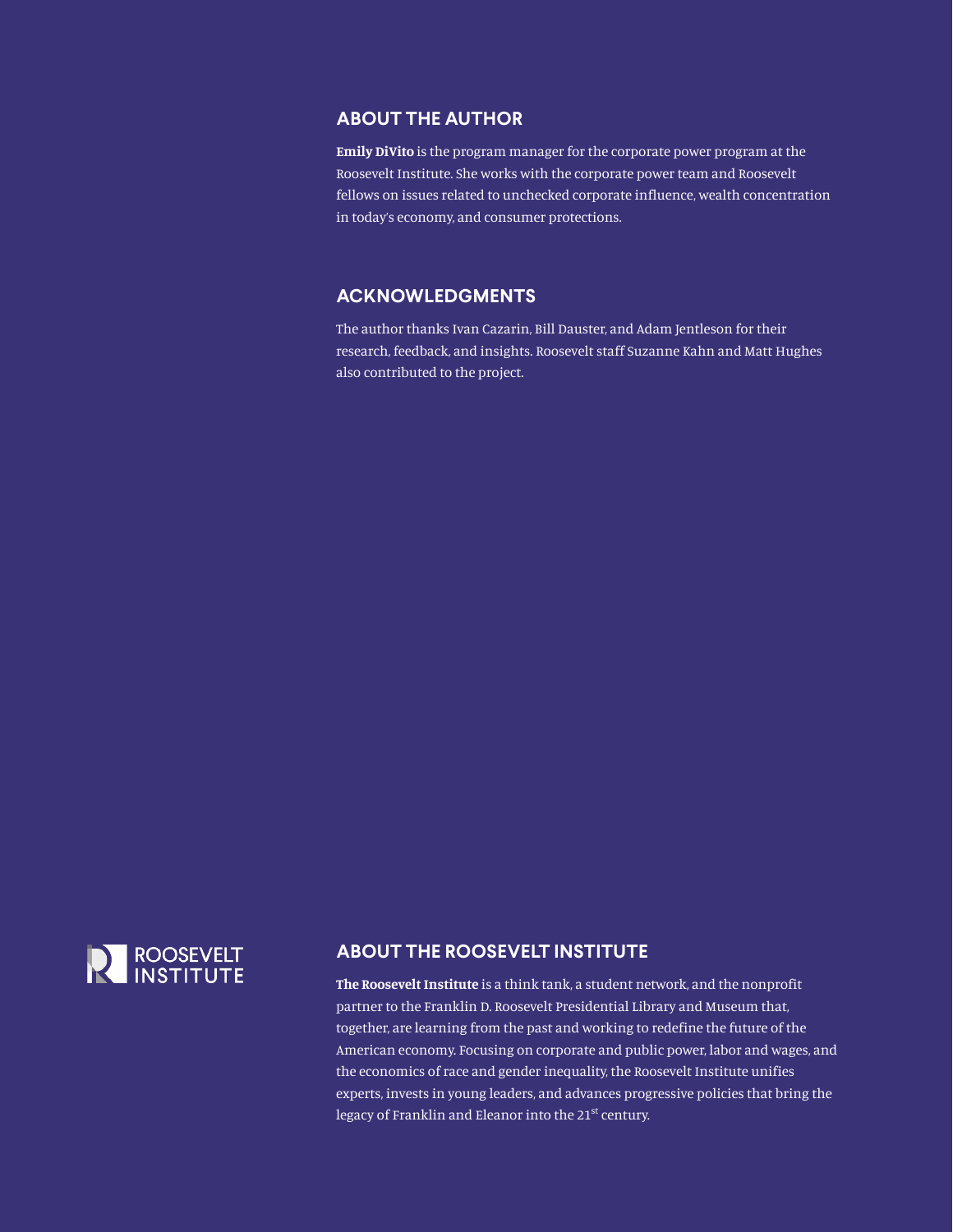## ABOUT THE AUTHOR

**Emily DiVito** is the program manager for the corporate power program at the Roosevelt Institute. She works with the corporate power team and Roosevelt fellows on issues related to unchecked corporate influence, wealth concentration in today's economy, and consumer protections.

## ACKNOWLEDGMENTS

The author thanks Ivan Cazarin, Bill Dauster, and Adam Jentleson for their research, feedback, and insights. Roosevelt staff Suzanne Kahn and Matt Hughes also contributed to the project.

ROOSEVELT INSTITUTE

## ABOUT THE ROOSEVELT INSTITUTE

**The Roosevelt Institute** is a think tank, a student network, and the nonprofit partner to the Franklin D. Roosevelt Presidential Library and Museum that, together, are learning from the past and working to redefine the future of the American economy. Focusing on corporate and public power, labor and wages, and the economics of race and gender inequality, the Roosevelt Institute unifies experts, invests in young leaders, and advances progressive policies that bring the legacy of Franklin and Eleanor into the 21st century.